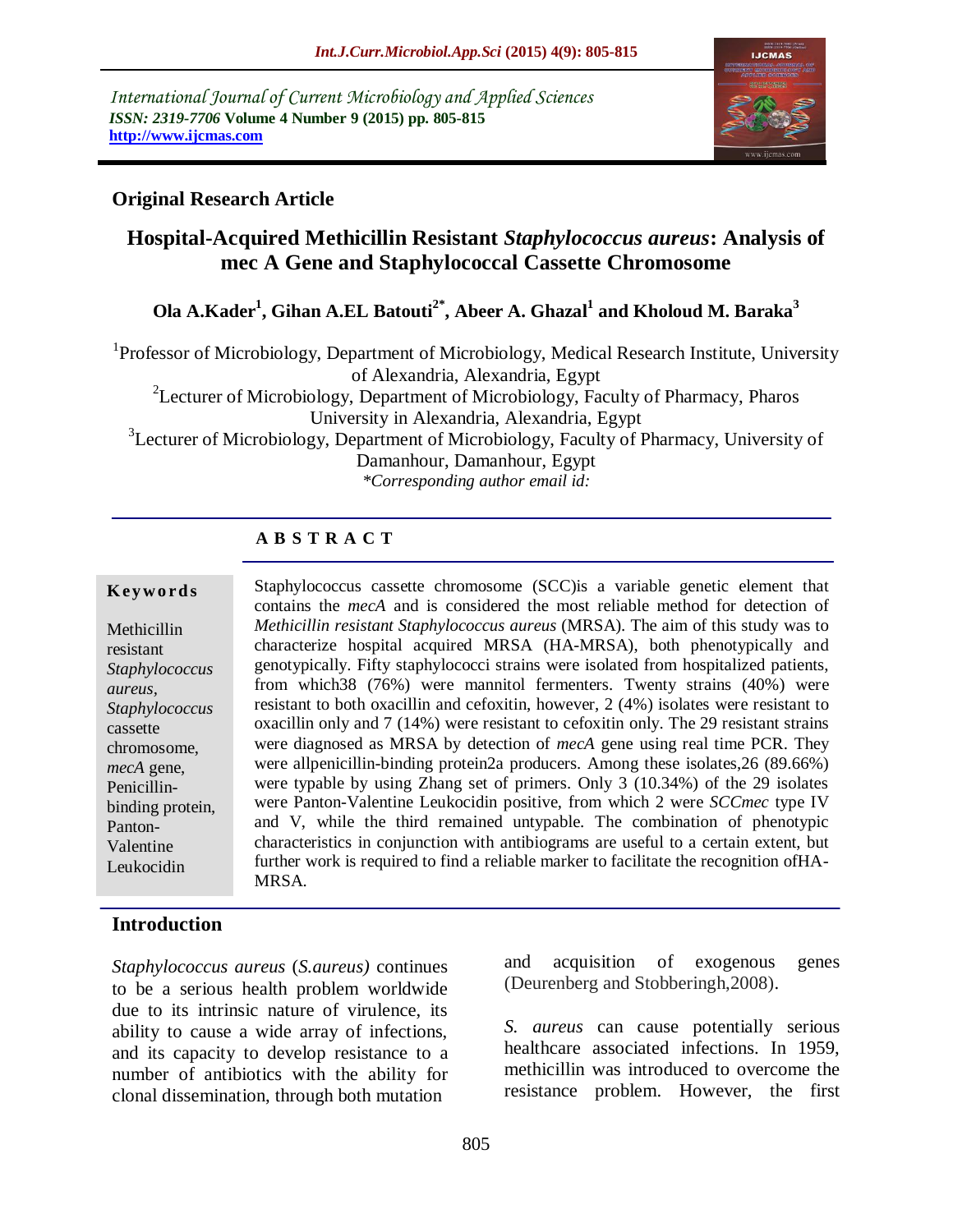International Journal of Current Microbiology and Applied Sciences
*ISSN: 2319-7706* **Volume 4 Number 9 (2015) pp. 805-815**
**http://www.ijcmas.com**

**Original Research Article**

# Hospital-Acquired Methicillin Resistant *Staphylococcus aureus*: Analysis of mec A Gene and Staphylococcal Cassette Chromosome

**Ola A.Kader[1], Gihan A.EL Batouti[2*], Abeer A. Ghazal[1] and Kholoud M. Baraka[3]**

[1]Professor of Microbiology, Department of Microbiology, Medical Research Institute, University of Alexandria, Alexandria, Egypt
[2]Lecturer of Microbiology, Department of Microbiology, Faculty of Pharmacy, Pharos University in Alexandria, Alexandria, Egypt
[3]Lecturer of Microbiology, Department of Microbiology, Faculty of Pharmacy, University of Damanhour, Damanhour, Egypt
*\*Corresponding author email id:*

## ABSTRACT

**Keywords**

Methicillin resistant *Staphylococcus aureus*, *Staphylococcus* cassette chromosome, *mecA* gene, Penicillin-binding protein, Panton-Valentine Leukocidin

Staphylococcus cassette chromosome (SCC)is a variable genetic element that contains the *mecA* and is considered the most reliable method for detection of *Methicillin resistant Staphylococcus aureus* (MRSA). The aim of this study was to characterize hospital acquired MRSA (HA-MRSA), both phenotypically and genotypically. Fifty staphylococci strains were isolated from hospitalized patients, from which38 (76%) were mannitol fermenters. Twenty strains (40%) were resistant to both oxacillin and cefoxitin, however, 2 (4%) isolates were resistant to oxacillin only and 7 (14%) were resistant to cefoxitin only. The 29 resistant strains were diagnosed as MRSA by detection of *mecA* gene using real time PCR. They were allpenicillin-binding protein2a producers. Among these isolates,26 (89.66%) were typable by using Zhang set of primers. Only 3 (10.34%) of the 29 isolates were Panton-Valentine Leukocidin positive, from which 2 were *SCCmec* type IV and V, while the third remained untypable. The combination of phenotypic characteristics in conjunction with antibiograms are useful to a certain extent, but further work is required to find a reliable marker to facilitate the recognition ofHA-MRSA.

## Introduction

*Staphylococcus aureus* (*S.aureus)* continues to be a serious health problem worldwide due to its intrinsic nature of virulence, its ability to cause a wide array of infections, and its capacity to develop resistance to a number of antibiotics with the ability for clonal dissemination, through both mutation and acquisition of exogenous genes (Deurenberg and Stobberingh,2008).

*S. aureus* can cause potentially serious healthcare associated infections. In 1959, methicillin was introduced to overcome the resistance problem. However, the first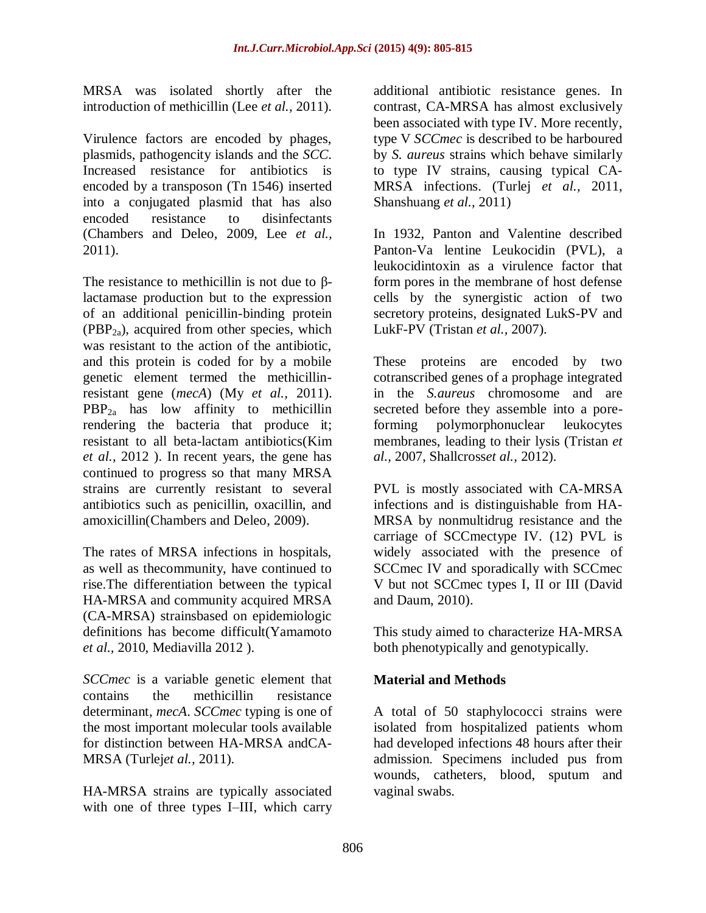MRSA was isolated shortly after the introduction of methicillin (Lee *et al.,* 2011).

Virulence factors are encoded by phages, plasmids, pathogencity islands and the *SCC*. Increased resistance for antibiotics is encoded by a transposon (Tn 1546) inserted into a conjugated plasmid that has also encoded resistance to disinfectants (Chambers and Deleo, 2009, Lee *et al.,* 2011).

The resistance to methicillin is not due to β-lactamase production but to the expression of an additional penicillin-binding protein ($PBP_{2a}$), acquired from other species, which was resistant to the action of the antibiotic, and this protein is coded for by a mobile genetic element termed the methicillin-resistant gene (*mecA*) (My *et al.,* 2011). $PBP_{2a}$ has low affinity to methicillin rendering the bacteria that produce it; resistant to all beta-lactam antibiotics(Kim *et al.,* 2012 ). In recent years, the gene has continued to progress so that many MRSA strains are currently resistant to several antibiotics such as penicillin, oxacillin, and amoxicillin(Chambers and Deleo, 2009).

The rates of MRSA infections in hospitals, as well as thecommunity, have continued to rise.The differentiation between the typical HA-MRSA and community acquired MRSA (CA-MRSA) strainsbased on epidemiologic definitions has become difficult(Yamamoto *et al.,* 2010, Mediavilla 2012 ).

*SCCmec* is a variable genetic element that contains the methicillin resistance determinant, *mecA*. *SCCmec* typing is one of the most important molecular tools available for distinction between HA-MRSA andCA-MRSA (Turlej*et al.,* 2011).

HA-MRSA strains are typically associated with one of three types I–III, which carry additional antibiotic resistance genes. In contrast, CA-MRSA has almost exclusively been associated with type IV. More recently, type V *SCCmec* is described to be harboured by *S. aureus* strains which behave similarly to type IV strains, causing typical CA-MRSA infections. (Turlej *et al.,* 2011, Shanshuang *et al.,* 2011)

In 1932, Panton and Valentine described Panton-Va lentine Leukocidin (PVL), a leukocidintoxin as a virulence factor that form pores in the membrane of host defense cells by the synergistic action of two secretory proteins, designated LukS-PV and LukF-PV (Tristan *et al.,* 2007).

These proteins are encoded by two cotranscribed genes of a prophage integrated in the *S.aureus* chromosome and are secreted before they assemble into a pore-forming polymorphonuclear leukocytes membranes, leading to their lysis (Tristan *et al.,* 2007, Shallcross*et al.,* 2012).

PVL is mostly associated with CA-MRSA infections and is distinguishable from HA-MRSA by nonmultidrug resistance and the carriage of SCCmectype IV. (12) PVL is widely associated with the presence of SCCmec IV and sporadically with SCCmec V but not SCCmec types I, II or III (David and Daum, 2010).

This study aimed to characterize HA-MRSA both phenotypically and genotypically.

## Material and Methods

A total of 50 staphylococci strains were isolated from hospitalized patients whom had developed infections 48 hours after their admission. Specimens included pus from wounds, catheters, blood, sputum and vaginal swabs.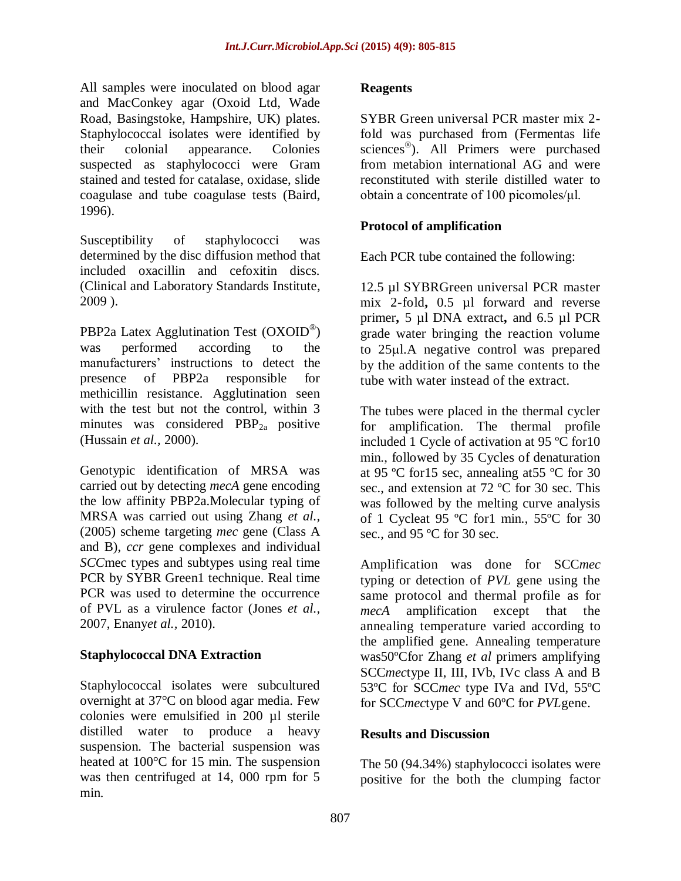All samples were inoculated on blood agar and MacConkey agar (Oxoid Ltd, Wade Road, Basingstoke, Hampshire, UK) plates. Staphylococcal isolates were identified by their colonial appearance. Colonies suspected as staphylococci were Gram stained and tested for catalase, oxidase, slide coagulase and tube coagulase tests (Baird, 1996).

Susceptibility of staphylococci was determined by the disc diffusion method that included oxacillin and cefoxitin discs. (Clinical and Laboratory Standards Institute, 2009 ).

PBP2a Latex Agglutination Test (OXOID®) was performed according to the manufacturers' instructions to detect the presence of PBP2a responsible for methicillin resistance. Agglutination seen with the test but not the control, within 3 minutes was considered $PBP_{2a}$ positive (Hussain *et al.*, 2000).

Genotypic identification of MRSA was carried out by detecting *mecA* gene encoding the low affinity PBP2a.Molecular typing of MRSA was carried out using Zhang *et al.*, (2005) scheme targeting *mec* gene (Class A and B), *ccr* gene complexes and individual *SCC*mec types and subtypes using real time PCR by SYBR Green1 technique. Real time PCR was used to determine the occurrence of PVL as a virulence factor (Jones *et al.*, 2007, Enany*et al.*, 2010).

### Staphylococcal DNA Extraction

Staphylococcal isolates were subcultured overnight at 37°C on blood agar media. Few colonies were emulsified in 200 µl sterile distilled water to produce a heavy suspension. The bacterial suspension was heated at 100°C for 15 min. The suspension was then centrifuged at 14, 000 rpm for 5 min.

### Reagents

SYBR Green universal PCR master mix 2-fold was purchased from (Fermentas life sciences®). All Primers were purchased from metabion international AG and were reconstituted with sterile distilled water to obtain a concentrate of 100 picomoles/µl.

### Protocol of amplification

Each PCR tube contained the following:

12.5 µl SYBRGreen universal PCR master mix 2-fold**,** 0.5 µl forward and reverse primer**,** 5 µl DNA extract**,** and 6.5 µl PCR grade water bringing the reaction volume to 25µl.A negative control was prepared by the addition of the same contents to the tube with water instead of the extract.

The tubes were placed in the thermal cycler for amplification. The thermal profile included 1 Cycle of activation at 95 ºC for10 min., followed by 35 Cycles of denaturation at 95 ºC for15 sec, annealing at55 ºC for 30 sec., and extension at 72 ºC for 30 sec. This was followed by the melting curve analysis of 1 Cycleat 95 ºC for1 min., 55ºC for 30 sec., and 95 ºC for 30 sec.

Amplification was done for SCC*mec* typing or detection of *PVL* gene using the same protocol and thermal profile as for *mecA* amplification except that the annealing temperature varied according to the amplified gene. Annealing temperature was50ºCfor Zhang *et al* primers amplifying SCC*mec*type II, III, IVb, IVc class A and B 53ºC for SCC*mec* type IVa and IVd, 55ºC for SCC*mec*type V and 60ºC for *PVL*gene.

## Results and Discussion

The 50 (94.34%) staphylococci isolates were positive for the both the clumping factor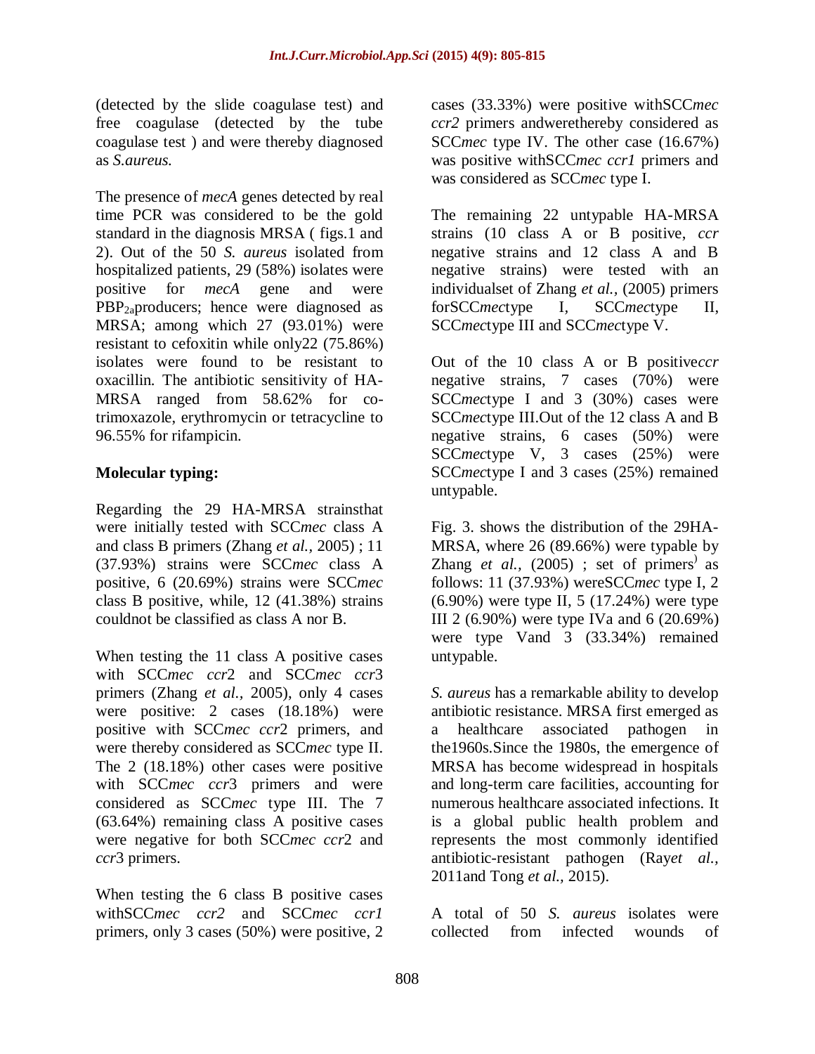(detected by the slide coagulase test) and free coagulase (detected by the tube coagulase test ) and were thereby diagnosed as *S.aureus.*

The presence of *mecA* genes detected by real time PCR was considered to be the gold standard in the diagnosis MRSA ( figs.1 and 2). Out of the 50 *S. aureus* isolated from hospitalized patients, 29 (58%) isolates were positive for *mecA* gene and were $PBP_{2a}$producers; hence were diagnosed as MRSA; among which 27 (93.01%) were resistant to cefoxitin while only22 (75.86%) isolates were found to be resistant to oxacillin. The antibiotic sensitivity of HA-MRSA ranged from 58.62% for co-trimoxazole, erythromycin or tetracycline to 96.55% for rifampicin.

**Molecular typing:**

Regarding the 29 HA-MRSA strainsthat were initially tested with SCC*mec* class A and class B primers (Zhang *et al.,* 2005) ; 11 (37.93%) strains were SCC*mec* class A positive, 6 (20.69%) strains were SCC*mec* class B positive, while, 12 (41.38%) strains couldnot be classified as class A nor B.

When testing the 11 class A positive cases with SCC*mec ccr*2 and SCC*mec ccr*3 primers (Zhang *et al.,* 2005), only 4 cases were positive: 2 cases (18.18%) were positive with SCC*mec ccr*2 primers, and were thereby considered as SCC*mec* type II. The 2 (18.18%) other cases were positive with SCC*mec ccr*3 primers and were considered as SCC*mec* type III. The 7 (63.64%) remaining class A positive cases were negative for both SCC*mec ccr*2 and *ccr*3 primers.

When testing the 6 class B positive cases withSCC*mec ccr2* and SCC*mec ccr1* primers, only 3 cases (50%) were positive, 2 cases (33.33%) were positive withSCC*mec ccr2* primers andwerethereby considered as SCC*mec* type IV. The other case (16.67%) was positive withSCC*mec ccr1* primers and was considered as SCC*mec* type I.

The remaining 22 untypable HA-MRSA strains (10 class A or B positive, *ccr* negative strains and 12 class A and B negative strains) were tested with an individualset of Zhang *et al.,* (2005) primers forSCC*mec*type I, SCC*mec*type II, SCC*mec*type III and SCC*mec*type V.

Out of the 10 class A or B positive*ccr* negative strains, 7 cases (70%) were SCC*mec*type I and 3 (30%) cases were SCC*mec*type III.Out of the 12 class A and B negative strains, 6 cases (50%) were SCC*mec*type V, 3 cases (25%) were SCC*mec*type I and 3 cases (25%) remained untypable.

Fig. 3. shows the distribution of the 29HA-MRSA, where 26 (89.66%) were typable by Zhang *et al.,* (2005) ; set of primers) as follows: 11 (37.93%) wereSCC*mec* type I, 2 (6.90%) were type II, 5 (17.24%) were type III 2 (6.90%) were type IVa and 6 (20.69%) were type Vand 3 (33.34%) remained untypable.

*S. aureus* has a remarkable ability to develop antibiotic resistance. MRSA first emerged as a healthcare associated pathogen in the1960s.Since the 1980s, the emergence of MRSA has become widespread in hospitals and long-term care facilities, accounting for numerous healthcare associated infections. It is a global public health problem and represents the most commonly identified antibiotic-resistant pathogen (Ray*et al.,* 2011and Tong *et al.,* 2015).

A total of 50 *S. aureus* isolates were collected from infected wounds of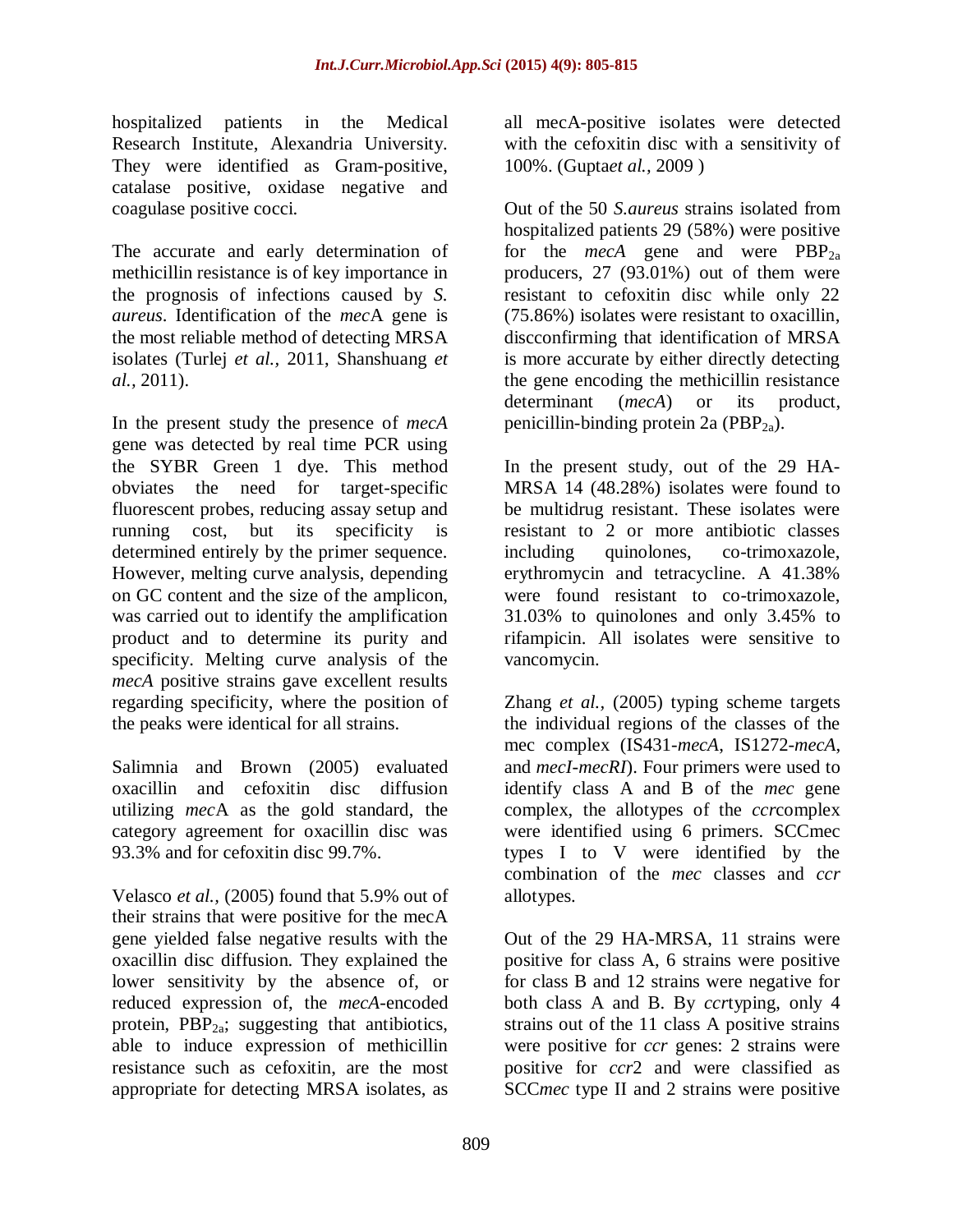hospitalized patients in the Medical Research Institute, Alexandria University. They were identified as Gram-positive, catalase positive, oxidase negative and coagulase positive cocci.

The accurate and early determination of methicillin resistance is of key importance in the prognosis of infections caused by *S. aureus*. Identification of the *mec*A gene is the most reliable method of detecting MRSA isolates (Turlej *et al.,* 2011, Shanshuang *et al.,* 2011).

In the present study the presence of *mecA* gene was detected by real time PCR using the SYBR Green 1 dye. This method obviates the need for target-specific fluorescent probes, reducing assay setup and running cost, but its specificity is determined entirely by the primer sequence. However, melting curve analysis, depending on GC content and the size of the amplicon, was carried out to identify the amplification product and to determine its purity and specificity. Melting curve analysis of the *mecA* positive strains gave excellent results regarding specificity, where the position of the peaks were identical for all strains.

Salimnia and Brown (2005) evaluated oxacillin and cefoxitin disc diffusion utilizing *mec*A as the gold standard, the category agreement for oxacillin disc was 93.3% and for cefoxitin disc 99.7%.

Velasco *et al.,* (2005) found that 5.9% out of their strains that were positive for the mecA gene yielded false negative results with the oxacillin disc diffusion. They explained the lower sensitivity by the absence of, or reduced expression of, the *mecA*-encoded protein, $PBP_{2a}$; suggesting that antibiotics, able to induce expression of methicillin resistance such as cefoxitin, are the most appropriate for detecting MRSA isolates, as all mecA-positive isolates were detected with the cefoxitin disc with a sensitivity of 100%. (Gupta*et al.,* 2009 )

Out of the 50 *S.aureus* strains isolated from hospitalized patients 29 (58%) were positive for the *mecA* gene and were $PBP_{2a}$ producers, 27 (93.01%) out of them were resistant to cefoxitin disc while only 22 (75.86%) isolates were resistant to oxacillin, discconfirming that identification of MRSA is more accurate by either directly detecting the gene encoding the methicillin resistance determinant (*mecA*) or its product, penicillin-binding protein 2a ($PBP_{2a}$).

In the present study, out of the 29 HA-MRSA 14 (48.28%) isolates were found to be multidrug resistant. These isolates were resistant to 2 or more antibiotic classes including quinolones, co-trimoxazole, erythromycin and tetracycline. A 41.38% were found resistant to co-trimoxazole, 31.03% to quinolones and only 3.45% to rifampicin. All isolates were sensitive to vancomycin.

Zhang *et al.,* (2005) typing scheme targets the individual regions of the classes of the mec complex (IS431-*mecA*, IS1272-*mecA*, and *mecI-mecRI*). Four primers were used to identify class A and B of the *mec* gene complex, the allotypes of the *ccr*complex were identified using 6 primers. SCCmec types I to V were identified by the combination of the *mec* classes and *ccr* allotypes.

Out of the 29 HA-MRSA, 11 strains were positive for class A, 6 strains were positive for class B and 12 strains were negative for both class A and B. By *ccr*typing, only 4 strains out of the 11 class A positive strains were positive for *ccr* genes: 2 strains were positive for *ccr*2 and were classified as SCC*mec* type II and 2 strains were positive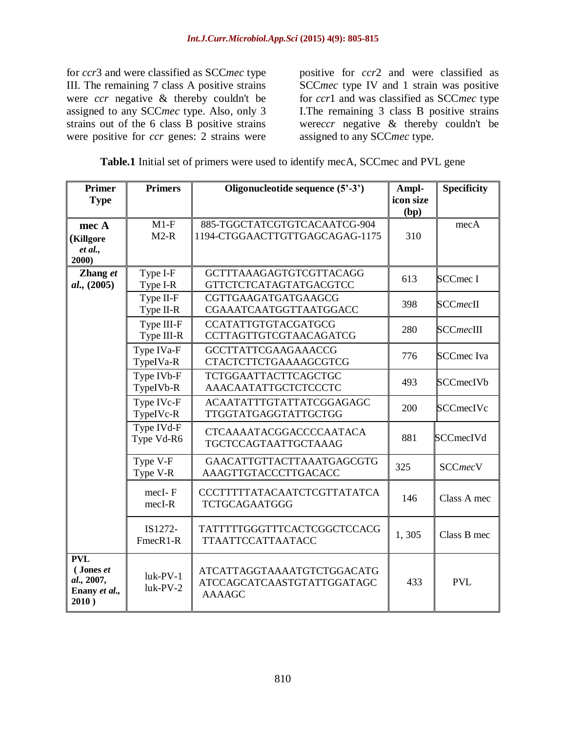for *ccr*3 and were classified as SCC*mec* type III. The remaining 7 class A positive strains were *ccr* negative & thereby couldn't be assigned to any SCC*mec* type. Also, only 3 strains out of the 6 class B positive strains were positive for *ccr* genes: 2 strains were positive for *ccr*2 and were classified as SCC*mec* type IV and 1 strain was positive for *ccr*1 and was classified as SCC*mec* type I.The remaining 3 class B positive strains were*ccr* negative & thereby couldn't be assigned to any SCC*mec* type.

**Table.1** Initial set of primers were used to identify mecA, SCCmec and PVL gene

| Primer Type | Primers | Oligonucleotide sequence (5'-3') | Ampl-icon size (bp) | Specificity |
|---|---|---|---|---|
| **mec A (Killgore *et al.*, 2000)** | M1-F<br>M2-R | 885-TGGCTATCGTGTCACAATCG-904<br>1194-CTGGAACTTGTTGAGCAGAG-1175 | 310 | mecA |
| **Zhang *et al.*, (2005)** | Type I-F<br>Type I-R | GCTTTAAAGAGTGTCGTTACAGG<br>GTTCTCTCATAGTATGACGTCC | 613 | SCCmec I |
| | Type II-F<br>Type II-R | CGTTGAAGATGATGAAGCG<br>CGAAATCAATGGTTAATGGACC | 398 | SCC*mec*II |
| | Type III-F<br>Type III-R | CCATATTGTGTACGATGCG<br>CCTTAGTTGTCGTAACAGATCG | 280 | SCC*mec*III |
| | Type IVa-F<br>TypeIVa-R | GCCTTATTCGAAGAAACCG<br>CTACTCTTCTGAAAAGCGTCG | 776 | SCCmec Iva |
| | Type IVb-F<br>TypeIVb-R | TCTGGAATTACTTCAGCTGC<br>AAACAATATTGCTCTCCCTC | 493 | SCCmecIVb |
| | Type IVc-F<br>TypeIVc-R | ACAATATTTGTATTATCGGAGAGC<br>TTGGTATGAGGTATTGCTGG | 200 | SCCmecIVc |
| | Type IVd-F<br>Type Vd-R6 | CTCAAAATACGGACCCCAATACA<br>TGCTCCAGTAATTGCTAAAG | 881 | SCCmecIVd |
| | Type V-F<br>Type V-R | GAACATTGTTACTTAAATGAGCGTG<br>AAAGTTGTACCCTTGACACC | 325 | SCC*mec*V |
| | mecI- F<br>mecI-R | CCCTTTTTATACAATCTCGTTATATCA<br>TCTGCAGAATGGG | 146 | Class A mec |
| | IS1272-<br>FmecR1-R | TATTTTTGGGTTTCACTCGGCTCCACG<br>TTAATTCCATTAATACC | 1, 305 | Class B mec |
| **PVL ( Jones *et al.*, 2007, Enany *et al.*, 2010 )** | luk-PV-1<br>luk-PV-2 | ATCATTAGGTAAAATGTCTGGACATG<br>ATCCAGCATCAASTGTATTGGATAGC<br>AAAAGC | 433 | PVL |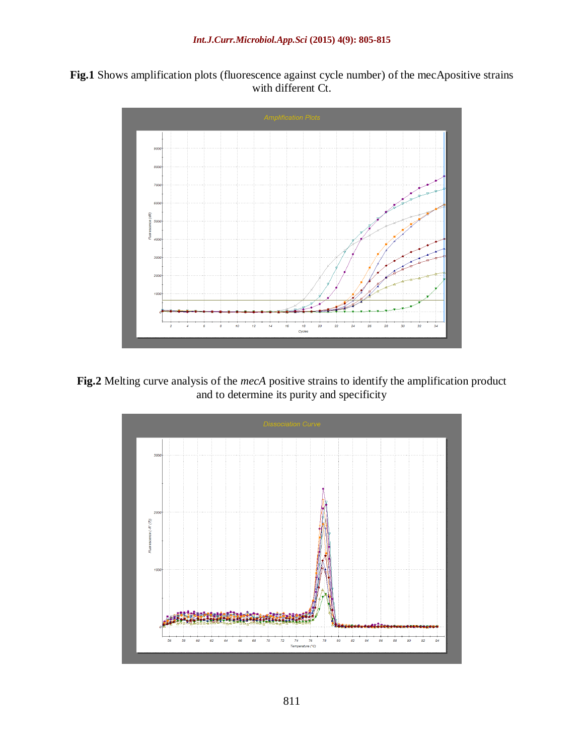**Fig.1** Shows amplification plots (fluorescence against cycle number) of the mecApositive strains with different Ct.

**Fig.2** Melting curve analysis of the *mecA* positive strains to identify the amplification product and to determine its purity and specificity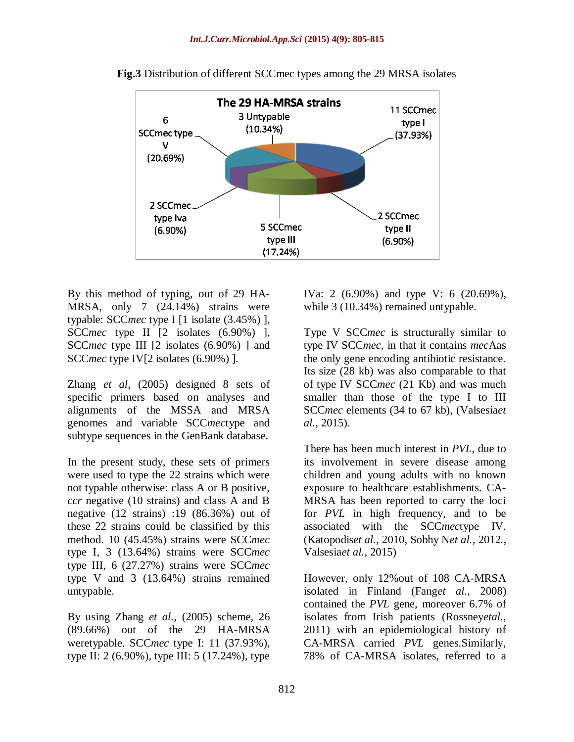**Fig.3** Distribution of different SCCmec types among the 29 MRSA isolates

By this method of typing, out of 29 HA-MRSA, only 7 (24.14%) strains were typable: SCC*mec* type I [1 isolate (3.45%) ], SCC*mec* type II [2 isolates (6.90%) ], SCC*mec* type III [2 isolates (6.90%) ] and SCC*mec* type IV[2 isolates (6.90%) ].

Zhang *et al,* (2005) designed 8 sets of specific primers based on analyses and alignments of the MSSA and MRSA genomes and variable SCC*mec*type and subtype sequences in the GenBank database.

In the present study, these sets of primers were used to type the 22 strains which were not typable otherwise: class A or B positive, *ccr* negative (10 strains) and class A and B negative (12 strains) :19 (86.36%) out of these 22 strains could be classified by this method. 10 (45.45%) strains were SCC*mec* type I, 3 (13.64%) strains were SCC*mec* type III, 6 (27.27%) strains were SCC*mec* type V and 3 (13.64%) strains remained untypable.

By using Zhang *et al.,* (2005) scheme, 26 (89.66%) out of the 29 HA-MRSA weretypable. SCC*mec* type I: 11 (37.93%), type II: 2 (6.90%), type III: 5 (17.24%), type IVa: 2 (6.90%) and type V: 6 (20.69%), while 3 (10.34%) remained untypable.

Type V SCC*mec* is structurally similar to type IV SCC*mec*, in that it contains *mec*Aas the only gene encoding antibiotic resistance. Its size (28 kb) was also comparable to that of type IV SCC*mec* (21 Kb) and was much smaller than those of the type I to III SCC*mec* elements (34 to 67 kb), (Valsesia*et al.,* 2015).

There has been much interest in *PVL*, due to its involvement in severe disease among children and young adults with no known exposure to healthcare establishments. CA-MRSA has been reported to carry the loci for *PVL* in high frequency, and to be associated with the SCC*mec*type IV. (Katopodis*et al.,* 2010, Sobhy N*et al.,* 2012., Valsesia*et al.,* 2015)

However, only 12%out of 108 CA-MRSA isolated in Finland (Fang*et al.,* 2008) contained the *PVL* gene, moreover 6.7% of isolates from Irish patients (Rossney*etal.,* 2011) with an epidemiological history of CA-MRSA carried *PVL* genes.Similarly, 78% of CA-MRSA isolates, referred to a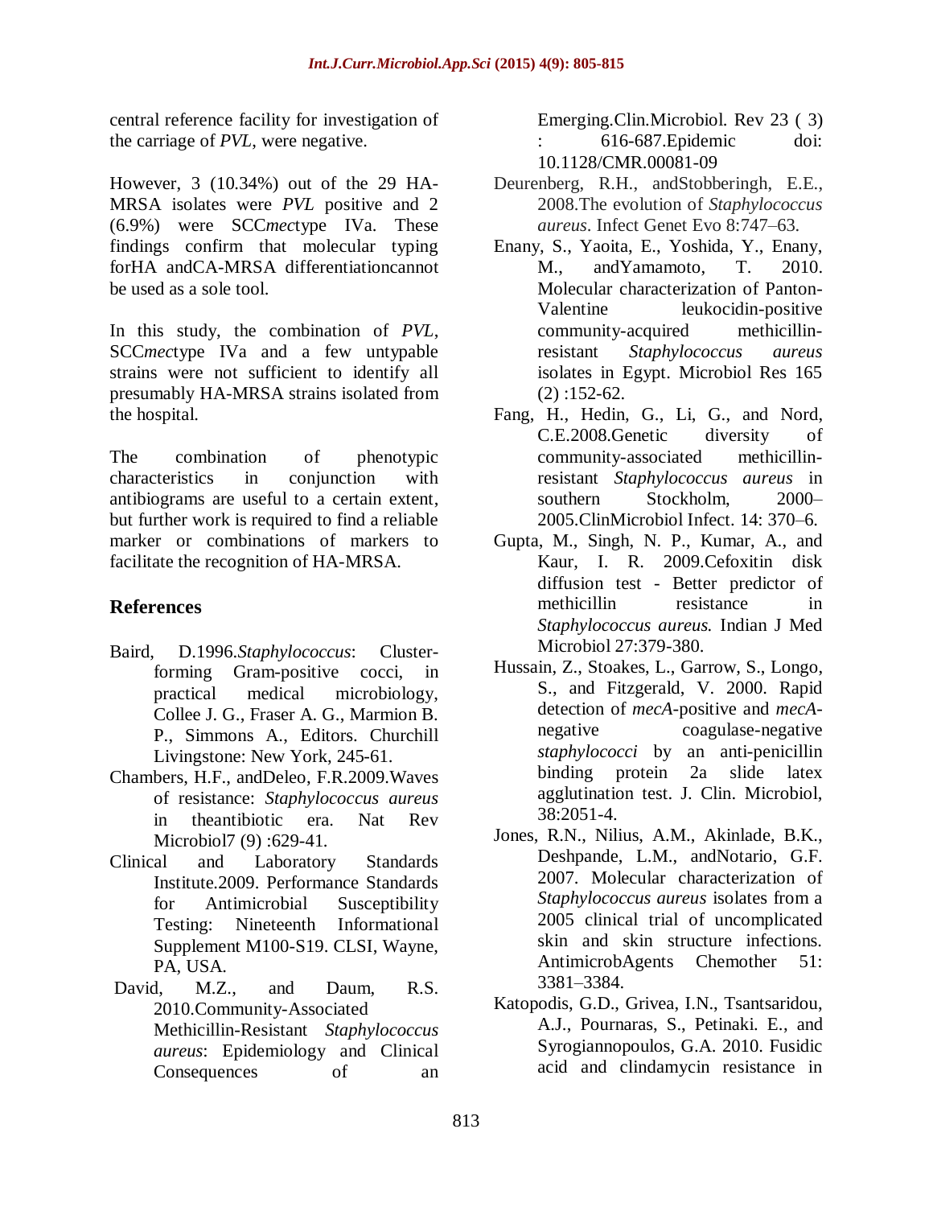central reference facility for investigation of the carriage of *PVL*, were negative.

However, 3 (10.34%) out of the 29 HA-MRSA isolates were *PVL* positive and 2 (6.9%) were SCC*mec*type IVa. These findings confirm that molecular typing forHA andCA-MRSA differentiationcannot be used as a sole tool.

In this study, the combination of *PVL*, SCC*mec*type IVa and a few untypable strains were not sufficient to identify all presumably HA-MRSA strains isolated from the hospital.

The combination of phenotypic characteristics in conjunction with antibiograms are useful to a certain extent, but further work is required to find a reliable marker or combinations of markers to facilitate the recognition of HA-MRSA.

## References

Baird, D.1996.*Staphylococcus*: Cluster-forming Gram-positive cocci, in practical medical microbiology, Collee J. G., Fraser A. G., Marmion B. P., Simmons A., Editors. Churchill Livingstone: New York, 245-61.

Chambers, H.F., andDeleo, F.R.2009.Waves of resistance: *Staphylococcus aureus* in theantibiotic era. Nat Rev Microbiol7 (9) :629-41.

Clinical and Laboratory Standards Institute.2009. Performance Standards for Antimicrobial Susceptibility Testing: Nineteenth Informational Supplement M100-S19. CLSI, Wayne, PA, USA.

David, M.Z., and Daum, R.S. 2010.Community-Associated Methicillin-Resistant *Staphylococcus aureus*: Epidemiology and Clinical Consequences of an Emerging.Clin.Microbiol. Rev 23 ( 3) : 616-687.Epidemic doi: 10.1128/CMR.00081-09

Deurenberg, R.H., andStobberingh, E.E., 2008.The evolution of *Staphylococcus aureus*. Infect Genet Evo 8:747–63.

Enany, S., Yaoita, E., Yoshida, Y., Enany, M., andYamamoto, T. 2010. Molecular characterization of Panton-Valentine leukocidin-positive community-acquired methicillin-resistant *Staphylococcus aureus* isolates in Egypt. Microbiol Res 165 (2) :152-62.

Fang, H., Hedin, G., Li, G., and Nord, C.E.2008.Genetic diversity of community-associated methicillin-resistant *Staphylococcus aureus* in southern Stockholm, 2000–2005.ClinMicrobiol Infect. 14: 370–6.

Gupta, M., Singh, N. P., Kumar, A., and Kaur, I. R. 2009.Cefoxitin disk diffusion test - Better predictor of methicillin resistance in *Staphylococcus aureus*. Indian J Med Microbiol 27:379-380.

Hussain, Z., Stoakes, L., Garrow, S., Longo, S., and Fitzgerald, V. 2000. Rapid detection of *mecA*-positive and *mecA*-negative coagulase-negative *staphylococci* by an anti-penicillin binding protein 2a slide latex agglutination test. J. Clin. Microbiol, 38:2051-4.

Jones, R.N., Nilius, A.M., Akinlade, B.K., Deshpande, L.M., andNotario, G.F. 2007. Molecular characterization of *Staphylococcus aureus* isolates from a 2005 clinical trial of uncomplicated skin and skin structure infections. AntimicrobAgents Chemother 51: 3381–3384.

Katopodis, G.D., Grivea, I.N., Tsantsaridou, A.J., Pournaras, S., Petinaki. E., and Syrogiannopoulos, G.A. 2010. Fusidic acid and clindamycin resistance in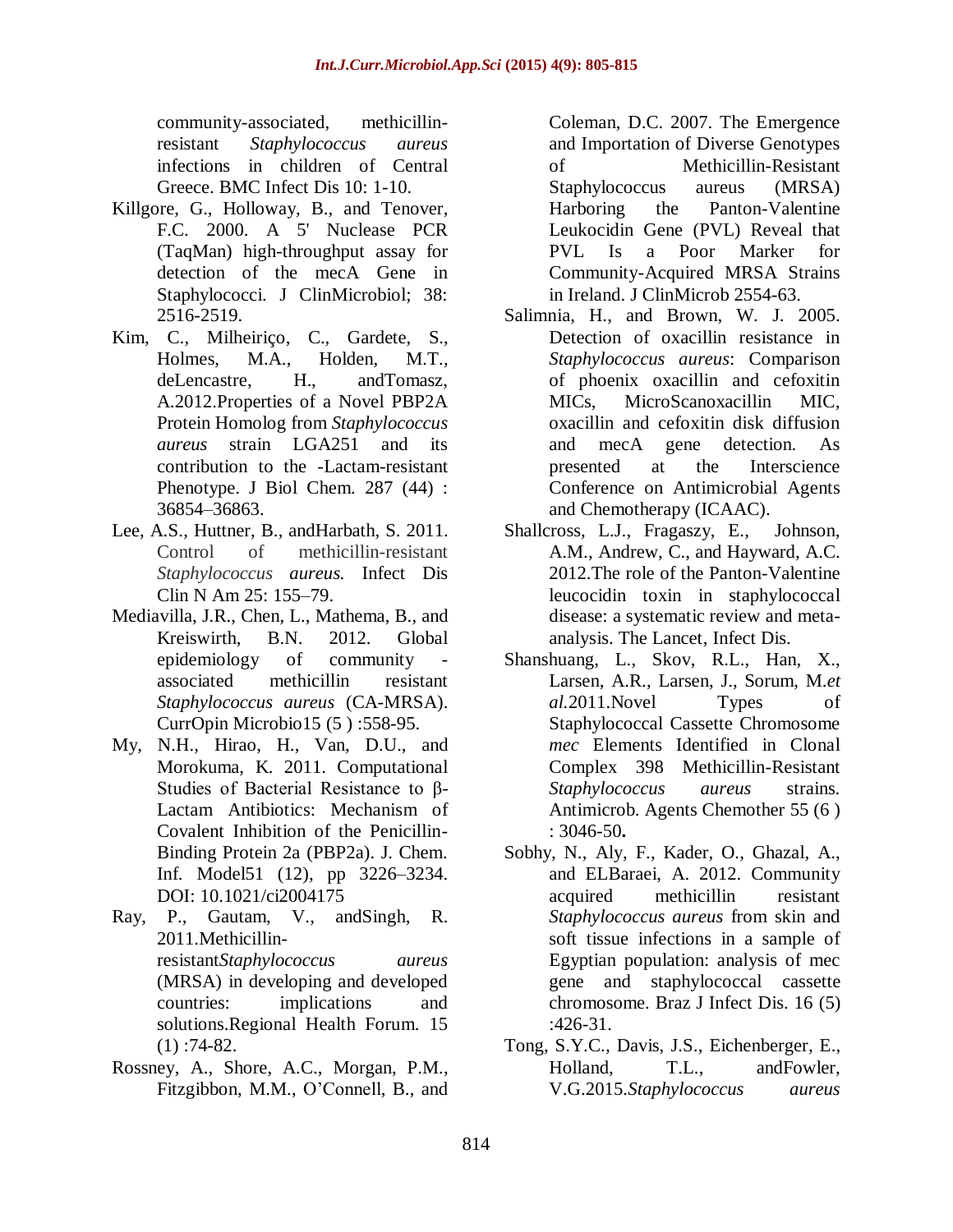community-associated, methicillin-resistant *Staphylococcus aureus* infections in children of Central Greece. BMC Infect Dis 10: 1-10.

Killgore, G., Holloway, B., and Tenover, F.C. 2000. A 5' Nuclease PCR (TaqMan) high-throughput assay for detection of the mecA Gene in Staphylococci. J ClinMicrobiol; 38: 2516-2519.

Kim, C., Milheiriço, C., Gardete, S., Holmes, M.A., Holden, M.T., deLencastre, H., andTomasz, A.2012.Properties of a Novel PBP2A Protein Homolog from *Staphylococcus aureus* strain LGA251 and its contribution to the -Lactam-resistant Phenotype. J Biol Chem. 287 (44) : 36854–36863.

Lee, A.S., Huttner, B., andHarbath, S. 2011. Control of methicillin-resistant *Staphylococcus aureus.* Infect Dis Clin N Am 25: 155–79.

Mediavilla, J.R., Chen, L., Mathema, B., and Kreiswirth, B.N. 2012. Global epidemiology of community - associated methicillin resistant *Staphylococcus aureus* (CA-MRSA). CurrOpin Microbio15 (5 ) :558-95.

My, N.H., Hirao, H., Van, D.U., and Morokuma, K. 2011. Computational Studies of Bacterial Resistance to β-Lactam Antibiotics: Mechanism of Covalent Inhibition of the Penicillin-Binding Protein 2a (PBP2a). J. Chem. Inf. Model51 (12), pp 3226–3234. DOI: 10.1021/ci2004175

Ray, P., Gautam, V., andSingh, R. 2011.Methicillin-resistant*Staphylococcus aureus* (MRSA) in developing and developed countries: implications and solutions.Regional Health Forum. 15 (1) :74-82.

Rossney, A., Shore, A.C., Morgan, P.M., Fitzgibbon, M.M., O'Connell, B., and Coleman, D.C. 2007. The Emergence and Importation of Diverse Genotypes of Methicillin-Resistant Staphylococcus aureus (MRSA) Harboring the Panton-Valentine Leukocidin Gene (PVL) Reveal that PVL Is a Poor Marker for Community-Acquired MRSA Strains in Ireland. J ClinMicrob 2554-63.

Salimnia, H., and Brown, W. J. 2005. Detection of oxacillin resistance in *Staphylococcus aureus*: Comparison of phoenix oxacillin and cefoxitin MICs, MicroScanoxacillin MIC, oxacillin and cefoxitin disk diffusion and mecA gene detection. As presented at the Interscience Conference on Antimicrobial Agents and Chemotherapy (ICAAC).

Shallcross, L.J., Fragaszy, E., Johnson, A.M., Andrew, C., and Hayward, A.C. 2012.The role of the Panton-Valentine leucocidin toxin in staphylococcal disease: a systematic review and meta-analysis. The Lancet, Infect Dis.

Shanshuang, L., Skov, R.L., Han, X., Larsen, A.R., Larsen, J., Sorum, M.*et al.*2011.Novel Types of Staphylococcal Cassette Chromosome *mec* Elements Identified in Clonal Complex 398 Methicillin-Resistant *Staphylococcus aureus* strains. Antimicrob. Agents Chemother 55 (6 ) : 3046-50**.**

Sobhy, N., Aly, F., Kader, O., Ghazal, A., and ELBaraei, A. 2012. Community acquired methicillin resistant *Staphylococcus aureus* from skin and soft tissue infections in a sample of Egyptian population: analysis of mec gene and staphylococcal cassette chromosome. Braz J Infect Dis. 16 (5) :426-31.

Tong, S.Y.C., Davis, J.S., Eichenberger, E., Holland, T.L., andFowler, V.G.2015.*Staphylococcus aureus*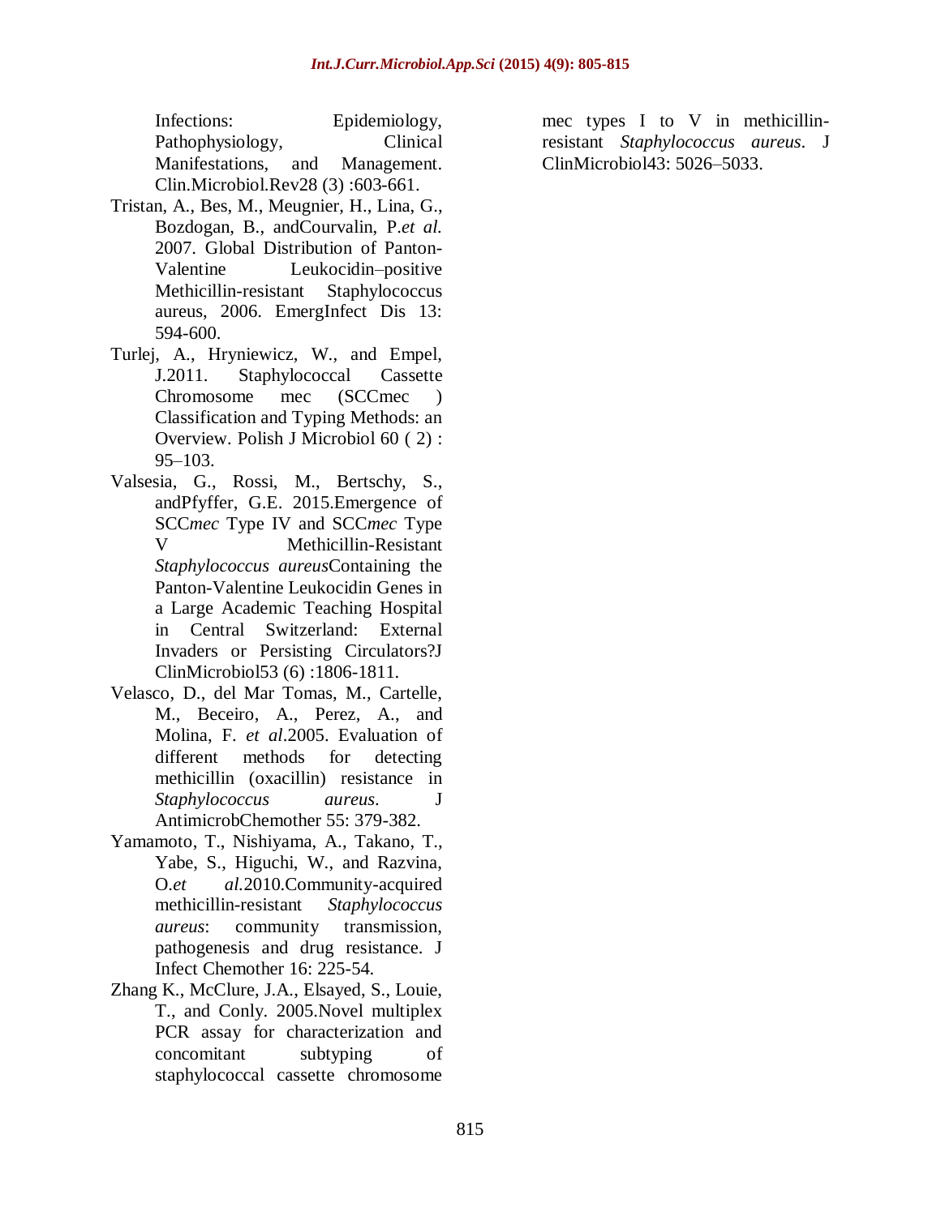Infections: Epidemiology, Pathophysiology, Clinical Manifestations, and Management. Clin.Microbiol.Rev28 (3) :603-661.

Tristan, A., Bes, M., Meugnier, H., Lina, G., Bozdogan, B., andCourvalin, P.*et al.* 2007. Global Distribution of Panton-Valentine Leukocidin–positive Methicillin-resistant Staphylococcus aureus, 2006. EmergInfect Dis 13: 594-600.

Turlej, A., Hryniewicz, W., and Empel, J.2011. Staphylococcal Cassette Chromosome mec (SCCmec ) Classification and Typing Methods: an Overview. Polish J Microbiol 60 ( 2) : 95–103.

Valsesia, G., Rossi, M., Bertschy, S., andPfyffer, G.E. 2015.Emergence of SCC*mec* Type IV and SCC*mec* Type V Methicillin-Resistant *Staphylococcus aureus*Containing the Panton-Valentine Leukocidin Genes in a Large Academic Teaching Hospital in Central Switzerland: External Invaders or Persisting Circulators?J ClinMicrobiol53 (6) :1806-1811.

Velasco, D., del Mar Tomas, M., Cartelle, M., Beceiro, A., Perez, A., and Molina, F. *et al*.2005. Evaluation of different methods for detecting methicillin (oxacillin) resistance in *Staphylococcus aureus*. J AntimicrobChemother 55: 379-382.

Yamamoto, T., Nishiyama, A., Takano, T., Yabe, S., Higuchi, W., and Razvina, O.*et al.*2010.Community-acquired methicillin-resistant *Staphylococcus aureus*: community transmission, pathogenesis and drug resistance. J Infect Chemother 16: 225-54.

Zhang K., McClure, J.A., Elsayed, S., Louie, T., and Conly. 2005.Novel multiplex PCR assay for characterization and concomitant subtyping of staphylococcal cassette chromosome mec types I to V in methicillin-resistant *Staphylococcus aureus*. J ClinMicrobiol43: 5026–5033.